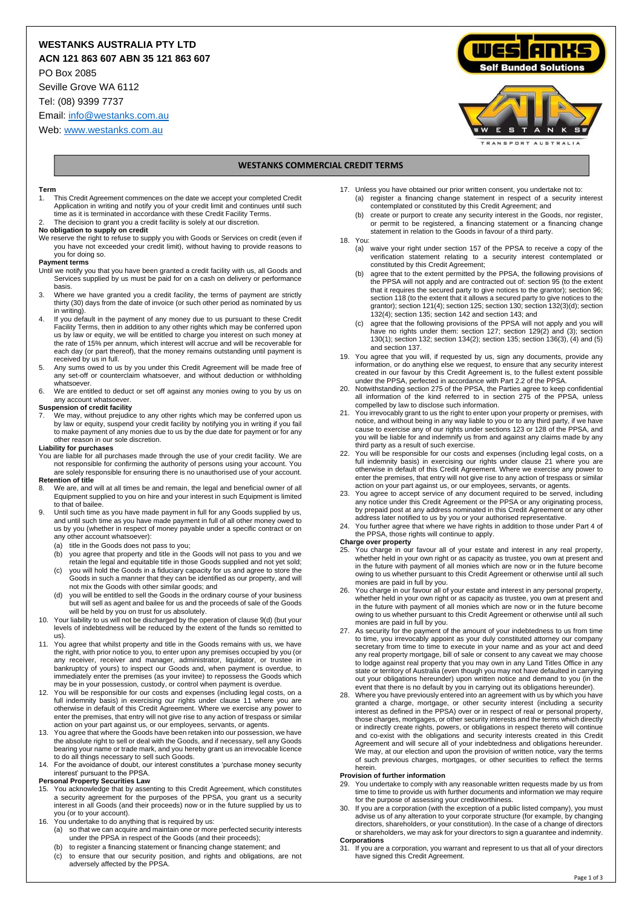**WESTANKS AUSTRALIA PTY LTD**
**ACN 121 863 607 ABN 35 121 863 607**

PO Box 2085
Seville Grove WA 6112
Tel: (08) 9399 7737
Email: info@westanks.com.au
Web: www.westanks.com.au

## WESTANKS COMMERCIAL CREDIT TERMS

**Term**

1. This Credit Agreement commences on the date we accept your completed Credit Application in writing and notify you of your credit limit and continues until such time as it is terminated in accordance with these Credit Facility Terms.
2. The decision to grant you a credit facility is solely at our discretion.

**No obligation to supply on credit**

We reserve the right to refuse to supply you with Goods or Services on credit (even if you have not exceeded your credit limit), without having to provide reasons to you for doing so.

**Payment terms**

Until we notify you that you have been granted a credit facility with us, all Goods and Services supplied by us must be paid for on a cash on delivery or performance basis.

3. Where we have granted you a credit facility, the terms of payment are strictly thirty (30) days from the date of invoice (or such other period as nominated by us in writing).
4. If you default in the payment of any money due to us pursuant to these Credit Facility Terms, then in addition to any other rights which may be conferred upon us by law or equity, we will be entitled to charge you interest on such money at the rate of 15% per annum, which interest will accrue and will be recoverable for each day (or part thereof), that the money remains outstanding until payment is received by us in full.
5. Any sums owed to us by you under this Credit Agreement will be made free of any set-off or counterclaim whatsoever, and without deduction or withholding whatsoever.
6. We are entitled to deduct or set off against any monies owing to you by us on any account whatsoever.

**Suspension of credit facility**

7. We may, without prejudice to any other rights which may be conferred upon us by law or equity, suspend your credit facility by notifying you in writing if you fail to make payment of any monies due to us by the due date for payment or for any other reason in our sole discretion.

**Liability for purchases**

You are liable for all purchases made through the use of your credit facility. We are not responsible for confirming the authority of persons using your account. You are solely responsible for ensuring there is no unauthorised use of your account.

**Retention of title**

8. We are, and will at all times be and remain, the legal and beneficial owner of all Equipment supplied to you on hire and your interest in such Equipment is limited to that of bailee.
9. Until such time as you have made payment in full for any Goods supplied by us, and until such time as you have made payment in full of all other money owed to us by you (whether in respect of money payable under a specific contract or on any other account whatsoever):
   (a) title in the Goods does not pass to you;
   (b) you agree that property and title in the Goods will not pass to you and we retain the legal and equitable title in those Goods supplied and not yet sold;
   (c) you will hold the Goods in a fiduciary capacity for us and agree to store the Goods in such a manner that they can be identified as our property, and will not mix the Goods with other similar goods; and
   (d) you will be entitled to sell the Goods in the ordinary course of your business but will sell as agent and bailee for us and the proceeds of sale of the Goods will be held by you on trust for us absolutely.
10. Your liability to us will not be discharged by the operation of clause 9(d) (but your levels of indebtedness will be reduced by the extent of the funds so remitted to us).
11. You agree that whilst property and title in the Goods remains with us, we have the right, with prior notice to you, to enter upon any premises occupied by you (or any receiver, receiver and manager, administrator, liquidator, or trustee in bankruptcy of yours) to inspect our Goods and, when payment is overdue, to immediately enter the premises (as your invitee) to repossess the Goods which may be in your possession, custody, or control when payment is overdue.
12. You will be responsible for our costs and expenses (including legal costs, on a full indemnity basis) in exercising our rights under clause 11 where you are otherwise in default of this Credit Agreement. Where we exercise any power to enter the premises, that entry will not give rise to any action of trespass or similar action on your part against us, or our employees, servants, or agents.
13. You agree that where the Goods have been retaken into our possession, we have the absolute right to sell or deal with the Goods, and if necessary, sell any Goods bearing your name or trade mark, and you hereby grant us an irrevocable licence to do all things necessary to sell such Goods.
14. For the avoidance of doubt, our interest constitutes a 'purchase money security interest' pursuant to the PPSA.

**Personal Property Securities Law**

15. You acknowledge that by assenting to this Credit Agreement, which constitutes a security agreement for the purposes of the PPSA, you grant us a security interest in all Goods (and their proceeds) now or in the future supplied by us to you (or to your account).
16. You undertake to do anything that is required by us:
    (a) so that we can acquire and maintain one or more perfected security interests under the PPSA in respect of the Goods (and their proceeds);
    (b) to register a financing statement or financing change statement; and
    (c) to ensure that our security position, and rights and obligations, are not adversely affected by the PPSA.
17. Unless you have obtained our prior written consent, you undertake not to:
    (a) register a financing change statement in respect of a security interest contemplated or constituted by this Credit Agreement; and
    (b) create or purport to create any security interest in the Goods, nor register, or permit to be registered, a financing statement or a financing change statement in relation to the Goods in favour of a third party.
18. You:
    (a) waive your right under section 157 of the PPSA to receive a copy of the verification statement relating to a security interest contemplated or constituted by this Credit Agreement;
    (b) agree that to the extent permitted by the PPSA, the following provisions of the PPSA will not apply and are contracted out of: section 95 (to the extent that it requires the secured party to give notices to the grantor); section 96; section 118 (to the extent that it allows a secured party to give notices to the grantor); section 121(4); section 125; section 130; section 132(3)(d); section 132(4); section 135; section 142 and section 143; and
    (c) agree that the following provisions of the PPSA will not apply and you will have no rights under them: section 127; section 129(2) and (3); section 130(1); section 132; section 134(2); section 135; section 136(3), (4) and (5) and section 137.
19. You agree that you will, if requested by us, sign any documents, provide any information, or do anything else we request, to ensure that any security interest created in our favour by this Credit Agreement is, to the fullest extent possible under the PPSA, perfected in accordance with Part 2.2 of the PPSA.
20. Notwithstanding section 275 of the PPSA, the Parties agree to keep confidential all information of the kind referred to in section 275 of the PPSA, unless compelled by law to disclose such information.
21. You irrevocably grant to us the right to enter upon your property or premises, with notice, and without being in any way liable to you or to any third party, if we have cause to exercise any of our rights under sections 123 or 128 of the PPSA, and you will be liable for and indemnify us from and against any claims made by any third party as a result of such exercise.
22. You will be responsible for our costs and expenses (including legal costs, on a full indemnity basis) in exercising our rights under clause 21 where you are otherwise in default of this Credit Agreement. Where we exercise any power to enter the premises, that entry will not give rise to any action of trespass or similar action on your part against us, or our employees, servants, or agents.
23. You agree to accept service of any document required to be served, including any notice under this Credit Agreement or the PPSA or any originating process, by prepaid post at any address nominated in this Credit Agreement or any other address later notified to us by you or your authorised representative.
24. You further agree that where we have rights in addition to those under Part 4 of the PPSA, those rights will continue to apply.

**Charge over property**

25. You charge in our favour all of your estate and interest in any real property, whether held in your own right or as capacity as trustee, you own at present and in the future with payment of all monies which are now or in the future become owing to us whether pursuant to this Credit Agreement or otherwise until all such monies are paid in full by you.
26. You charge in our favour all of your estate and interest in any personal property, whether held in your own right or as capacity as trustee, you own at present and in the future with payment of all monies which are now or in the future become owing to us whether pursuant to this Credit Agreement or otherwise until all such monies are paid in full by you.
27. As security for the payment of the amount of your indebtedness to us from time to time, you irrevocably appoint as your duly constituted attorney our company secretary from time to time to execute in your name and as your act and deed any real property mortgage, bill of sale or consent to any caveat we may choose to lodge against real property that you may own in any Land Titles Office in any state or territory of Australia (even though you may not have defaulted in carrying out your obligations hereunder) upon written notice and demand to you (in the event that there is no default by you in carrying out its obligations hereunder).
28. Where you have previously entered into an agreement with us by which you have granted a charge, mortgage, or other security interest (including a security interest as defined in the PPSA) over or in respect of real or personal property, those charges, mortgages, or other security interests and the terms which directly or indirectly create rights, powers, or obligations in respect thereto will continue and co-exist with the obligations and security interests created in this Credit Agreement and will secure all of your indebtedness and obligations hereunder. We may, at our election and upon the provision of written notice, vary the terms of such previous charges, mortgages, or other securities to reflect the terms herein.

**Provision of further information**

29. You undertake to comply with any reasonable written requests made by us from time to time to provide us with further documents and information we may require for the purpose of assessing your creditworthiness.
30. If you are a corporation (with the exception of a public listed company), you must advise us of any alteration to your corporate structure (for example, by changing directors, shareholders, or your constitution). In the case of a change of directors or shareholders, we may ask for your directors to sign a guarantee and indemnity.

**Corporations**

31. If you are a corporation, you warrant and represent to us that all of your directors have signed this Credit Agreement.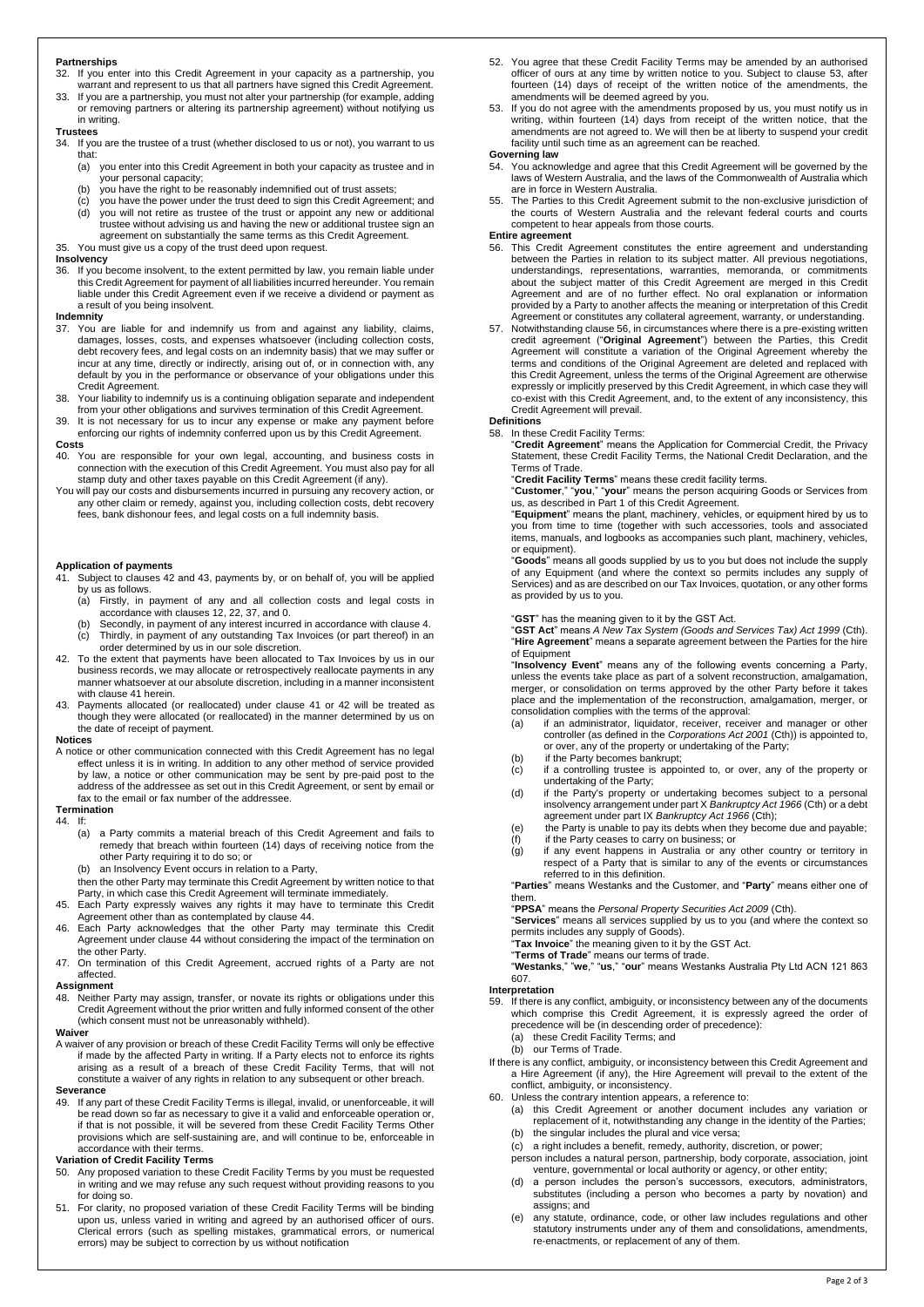**Partnerships**

32. If you enter into this Credit Agreement in your capacity as a partnership, you warrant and represent to us that all partners have signed this Credit Agreement.
33. If you are a partnership, you must not alter your partnership (for example, adding or removing partners or altering its partnership agreement) without notifying us in writing.

**Trustees**

34. If you are the trustee of a trust (whether disclosed to us or not), you warrant to us that:
    (a) you enter into this Credit Agreement in both your capacity as trustee and in your personal capacity;
    (b) you have the right to be reasonably indemnified out of trust assets;
    (c) you have the power under the trust deed to sign this Credit Agreement; and
    (d) you will not retire as trustee of the trust or appoint any new or additional trustee without advising us and having the new or additional trustee sign an agreement on substantially the same terms as this Credit Agreement.
35. You must give us a copy of the trust deed upon request.

**Insolvency**

36. If you become insolvent, to the extent permitted by law, you remain liable under this Credit Agreement for payment of all liabilities incurred hereunder. You remain liable under this Credit Agreement even if we receive a dividend or payment as a result of you being insolvent.

**Indemnity**

37. You are liable for and indemnify us from and against any liability, claims, damages, losses, costs, and expenses whatsoever (including collection costs, debt recovery fees, and legal costs on an indemnity basis) that we may suffer or incur at any time, directly or indirectly, arising out of, or in connection with, any default by you in the performance or observance of your obligations under this Credit Agreement.
38. Your liability to indemnify us is a continuing obligation separate and independent from your other obligations and survives termination of this Credit Agreement.
39. It is not necessary for us to incur any expense or make any payment before enforcing our rights of indemnity conferred upon us by this Credit Agreement.

**Costs**

40. You are responsible for your own legal, accounting, and business costs in connection with the execution of this Credit Agreement. You must also pay for all stamp duty and other taxes payable on this Credit Agreement (if any).

You will pay our costs and disbursements incurred in pursuing any recovery action, or any other claim or remedy, against you, including collection costs, debt recovery fees, bank dishonour fees, and legal costs on a full indemnity basis.

**Application of payments**

41. Subject to clauses 42 and 43, payments by, or on behalf of, you will be applied by us as follows.
    (a) Firstly, in payment of any and all collection costs and legal costs in accordance with clauses 12, 22, 37, and 0.
    (b) Secondly, in payment of any interest incurred in accordance with clause 4.
    (c) Thirdly, in payment of any outstanding Tax Invoices (or part thereof) in an order determined by us in our sole discretion.
42. To the extent that payments have been allocated to Tax Invoices by us in our business records, we may allocate or retrospectively reallocate payments in any manner whatsoever at our absolute discretion, including in a manner inconsistent with clause 41 herein.
43. Payments allocated (or reallocated) under clause 41 or 42 will be treated as though they were allocated (or reallocated) in the manner determined by us on the date of receipt of payment.

**Notices**

A notice or other communication connected with this Credit Agreement has no legal effect unless it is in writing. In addition to any other method of service provided by law, a notice or other communication may be sent by pre-paid post to the address of the addressee as set out in this Credit Agreement, or sent by email or fax to the email or fax number of the addressee.

**Termination**

44. If:
    (a) a Party commits a material breach of this Credit Agreement and fails to remedy that breach within fourteen (14) days of receiving notice from the other Party requiring it to do so; or
    (b) an Insolvency Event occurs in relation to a Party,

    then the other Party may terminate this Credit Agreement by written notice to that Party, in which case this Credit Agreement will terminate immediately.
45. Each Party expressly waives any rights it may have to terminate this Credit Agreement other than as contemplated by clause 44.
46. Each Party acknowledges that the other Party may terminate this Credit Agreement under clause 44 without considering the impact of the termination on the other Party.
47. On termination of this Credit Agreement, accrued rights of a Party are not affected.

**Assignment**

48. Neither Party may assign, transfer, or novate its rights or obligations under this Credit Agreement without the prior written and fully informed consent of the other (which consent must not be unreasonably withheld).

**Waiver**

A waiver of any provision or breach of these Credit Facility Terms will only be effective if made by the affected Party in writing. If a Party elects not to enforce its rights arising as a result of a breach of these Credit Facility Terms, that will not constitute a waiver of any rights in relation to any subsequent or other breach.

**Severance**

49. If any part of these Credit Facility Terms is illegal, invalid, or unenforceable, it will be read down so far as necessary to give it a valid and enforceable operation or, if that is not possible, it will be severed from these Credit Facility Terms Other provisions which are self-sustaining are, and will continue to be, enforceable in accordance with their terms.

**Variation of Credit Facility Terms**

50. Any proposed variation to these Credit Facility Terms by you must be requested in writing and we may refuse any such request without providing reasons to you for doing so.
51. For clarity, no proposed variation of these Credit Facility Terms will be binding upon us, unless varied in writing and agreed by an authorised officer of ours. Clerical errors (such as spelling mistakes, grammatical errors, or numerical errors) may be subject to correction by us without notification
52. You agree that these Credit Facility Terms may be amended by an authorised officer of ours at any time by written notice to you. Subject to clause 53, after fourteen (14) days of receipt of the written notice of the amendments, the amendments will be deemed agreed by you.
53. If you do not agree with the amendments proposed by us, you must notify us in writing, within fourteen (14) days from receipt of the written notice, that the amendments are not agreed to. We will then be at liberty to suspend your credit facility until such time as an agreement can be reached.

**Governing law**

54. You acknowledge and agree that this Credit Agreement will be governed by the laws of Western Australia, and the laws of the Commonwealth of Australia which are in force in Western Australia.
55. The Parties to this Credit Agreement submit to the non-exclusive jurisdiction of the courts of Western Australia and the relevant federal courts and courts competent to hear appeals from those courts.

**Entire agreement**

56. This Credit Agreement constitutes the entire agreement and understanding between the Parties in relation to its subject matter. All previous negotiations, understandings, representations, warranties, memoranda, or commitments about the subject matter of this Credit Agreement are merged in this Credit Agreement and are of no further effect. No oral explanation or information provided by a Party to another affects the meaning or interpretation of this Credit Agreement or constitutes any collateral agreement, warranty, or understanding.
57. Notwithstanding clause 56, in circumstances where there is a pre-existing written credit agreement ("**Original Agreement**") between the Parties, this Credit Agreement will constitute a variation of the Original Agreement whereby the terms and conditions of the Original Agreement are deleted and replaced with this Credit Agreement, unless the terms of the Original Agreement are otherwise expressly or implicitly preserved by this Credit Agreement, in which case they will co-exist with this Credit Agreement, and, to the extent of any inconsistency, this Credit Agreement will prevail.

**Definitions**

58. In these Credit Facility Terms:

"**Credit Agreement**" means the Application for Commercial Credit, the Privacy Statement, these Credit Facility Terms, the National Credit Declaration, and the Terms of Trade.

"**Credit Facility Terms**" means these credit facility terms.

"**Customer**," "**you**," "**your**" means the person acquiring Goods or Services from us, as described in Part 1 of this Credit Agreement.

"**Equipment**" means the plant, machinery, vehicles, or equipment hired by us to you from time to time (together with such accessories, tools and associated items, manuals, and logbooks as accompanies such plant, machinery, vehicles, or equipment).

"**Goods**" means all goods supplied by us to you but does not include the supply of any Equipment (and where the context so permits includes any supply of Services) and as are described on our Tax Invoices, quotation, or any other forms as provided by us to you.

"**GST**" has the meaning given to it by the GST Act.

"**GST Act**" means *A New Tax System (Goods and Services Tax) Act 1999* (Cth).

"**Hire Agreement**" means a separate agreement between the Parties for the hire of Equipment

"**Insolvency Event**" means any of the following events concerning a Party, unless the events take place as part of a solvent reconstruction, amalgamation, merger, or consolidation on terms approved by the other Party before it takes place and the implementation of the reconstruction, amalgamation, merger, or consolidation complies with the terms of the approval:

(a) if an administrator, liquidator, receiver, receiver and manager or other controller (as defined in the *Corporations Act 2001* (Cth)) is appointed to, or over, any of the property or undertaking of the Party;
(b) if the Party becomes bankrupt;
(c) if a controlling trustee is appointed to, or over, any of the property or undertaking of the Party;
(d) if the Party's property or undertaking becomes subject to a personal insolvency arrangement under part X *Bankruptcy Act 1966* (Cth) or a debt agreement under part IX *Bankruptcy Act 1966* (Cth);
(e) the Party is unable to pay its debts when they become due and payable;
(f) if the Party ceases to carry on business; or
(g) if any event happens in Australia or any other country or territory in respect of a Party that is similar to any of the events or circumstances referred to in this definition.

"**Parties**" means Westanks and the Customer, and "**Party**" means either one of them.

"**PPSA**" means the *Personal Property Securities Act 2009* (Cth).

"**Services**" means all services supplied by us to you (and where the context so permits includes any supply of Goods).

"**Tax Invoice**" the meaning given to it by the GST Act.

"**Terms of Trade**" means our terms of trade.

"**Westanks**," "**we**," "**us**," "**our**" means Westanks Australia Pty Ltd ACN 121 863 607.

**Interpretation**

59. If there is any conflict, ambiguity, or inconsistency between any of the documents which comprise this Credit Agreement, it is expressly agreed the order of precedence will be (in descending order of precedence):
    (a) these Credit Facility Terms; and
    (b) our Terms of Trade.

If there is any conflict, ambiguity, or inconsistency between this Credit Agreement and a Hire Agreement (if any), the Hire Agreement will prevail to the extent of the conflict, ambiguity, or inconsistency.

60. Unless the contrary intention appears, a reference to:
    (a) this Credit Agreement or another document includes any variation or replacement of it, notwithstanding any change in the identity of the Parties;
    (b) the singular includes the plural and vice versa;
    (c) a right includes a benefit, remedy, authority, discretion, or power;

    person includes a natural person, partnership, body corporate, association, joint venture, governmental or local authority or agency, or other entity;

    (d) a person includes the person's successors, executors, administrators, substitutes (including a person who becomes a party by novation) and assigns; and
    (e) any statute, ordinance, code, or other law includes regulations and other statutory instruments under any of them and consolidations, amendments, re-enactments, or replacement of any of them.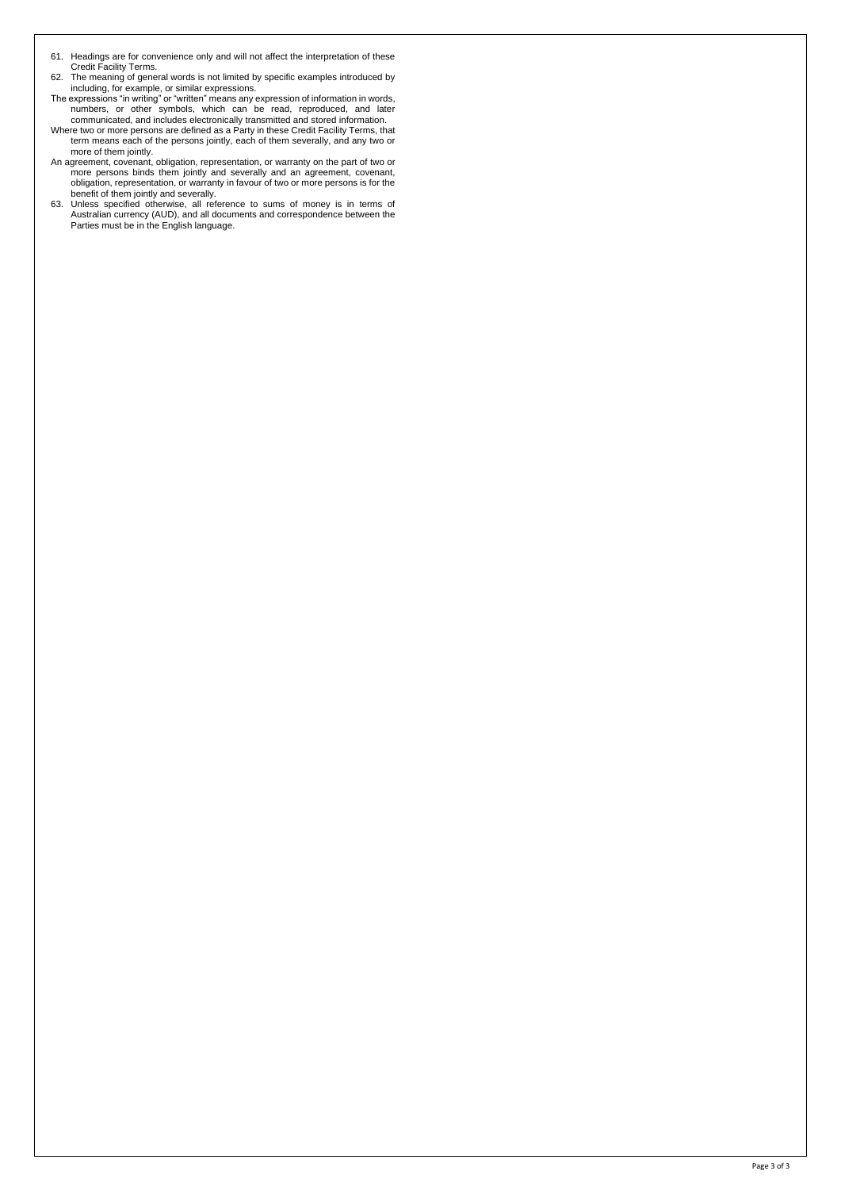61. Headings are for convenience only and will not affect the interpretation of these Credit Facility Terms.
62. The meaning of general words is not limited by specific examples introduced by including, for example, or similar expressions.

The expressions "in writing" or "written" means any expression of information in words, numbers, or other symbols, which can be read, reproduced, and later communicated, and includes electronically transmitted and stored information.

Where two or more persons are defined as a Party in these Credit Facility Terms, that term means each of the persons jointly, each of them severally, and any two or more of them jointly.

An agreement, covenant, obligation, representation, or warranty on the part of two or more persons binds them jointly and severally and an agreement, covenant, obligation, representation, or warranty in favour of two or more persons is for the benefit of them jointly and severally.

63. Unless specified otherwise, all reference to sums of money is in terms of Australian currency (AUD), and all documents and correspondence between the Parties must be in the English language.